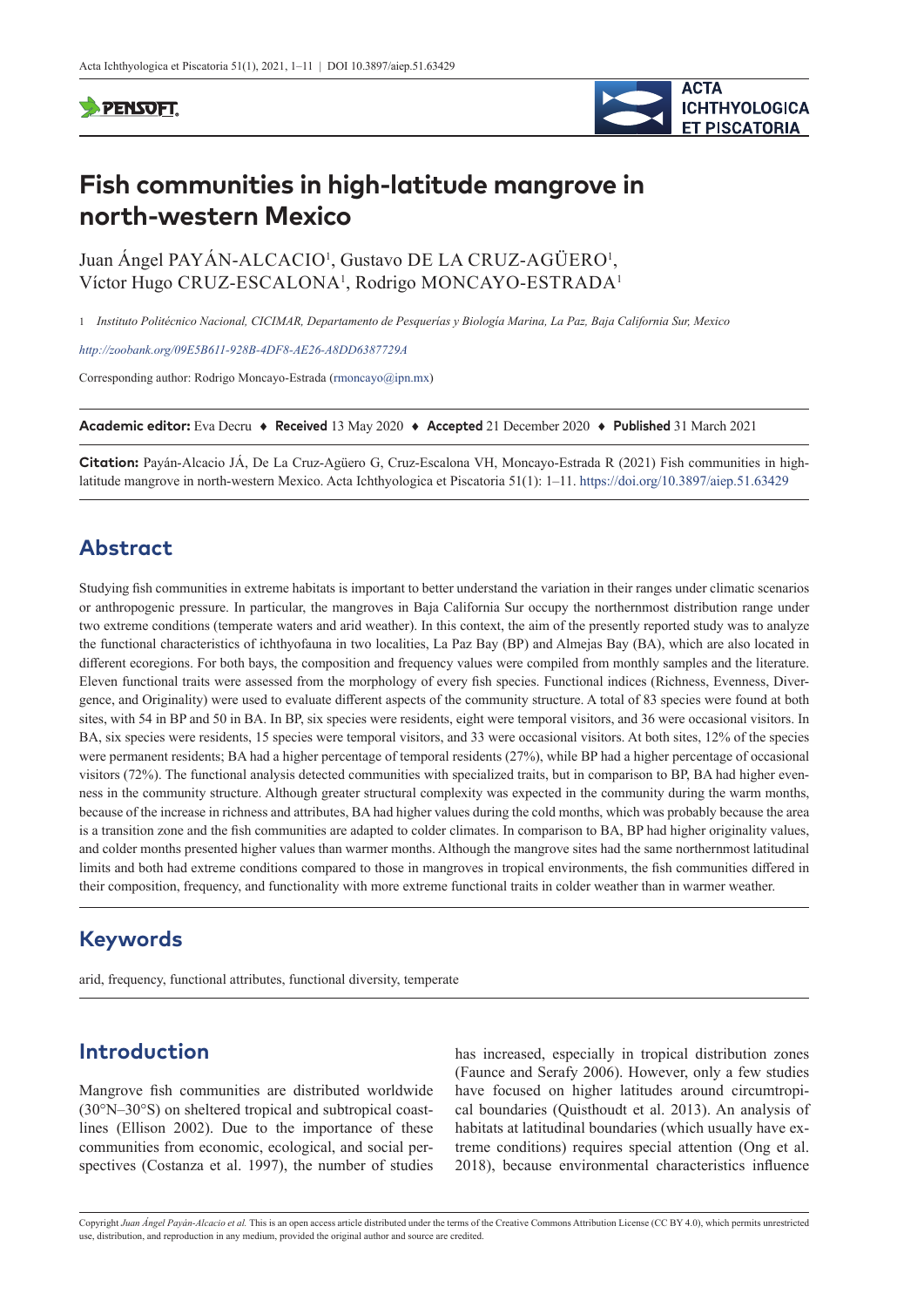# Fish communities in high-latitude mangrove in north-western Mexico

Juan Ángel PAYÁN-ALCACIO[1], Gustavo DE LA CRUZ-AGÜERO[1], Víctor Hugo CRUZ-ESCALONA[1], Rodrigo MONCAYO-ESTRADA[1]

1 *Instituto Politécnico Nacional, CICIMAR, Departamento de Pesquerías y Biología Marina, La Paz, Baja California Sur, Mexico*

*http://zoobank.org/09E5B611-928B-4DF8-AE26-A8DD6387729A*

Corresponding author: Rodrigo Moncayo-Estrada (rmoncayo@ipn.mx)

**Academic editor:** Eva Decru ♦ **Received** 13 May 2020 ♦ **Accepted** 21 December 2020 ♦ **Published** 31 March 2021

**Citation:** Payán-Alcacio JÁ, De La Cruz-Agüero G, Cruz-Escalona VH, Moncayo-Estrada R (2021) Fish communities in high-latitude mangrove in north-western Mexico. Acta Ichthyologica et Piscatoria 51(1): 1–11. https://doi.org/10.3897/aiep.51.63429

## Abstract

Studying fish communities in extreme habitats is important to better understand the variation in their ranges under climatic scenarios or anthropogenic pressure. In particular, the mangroves in Baja California Sur occupy the northernmost distribution range under two extreme conditions (temperate waters and arid weather). In this context, the aim of the presently reported study was to analyze the functional characteristics of ichthyofauna in two localities, La Paz Bay (BP) and Almejas Bay (BA), which are also located in different ecoregions. For both bays, the composition and frequency values were compiled from monthly samples and the literature. Eleven functional traits were assessed from the morphology of every fish species. Functional indices (Richness, Evenness, Divergence, and Originality) were used to evaluate different aspects of the community structure. A total of 83 species were found at both sites, with 54 in BP and 50 in BA. In BP, six species were residents, eight were temporal visitors, and 36 were occasional visitors. In BA, six species were residents, 15 species were temporal visitors, and 33 were occasional visitors. At both sites, 12% of the species were permanent residents; BA had a higher percentage of temporal residents (27%), while BP had a higher percentage of occasional visitors (72%). The functional analysis detected communities with specialized traits, but in comparison to BP, BA had higher evenness in the community structure. Although greater structural complexity was expected in the community during the warm months, because of the increase in richness and attributes, BA had higher values during the cold months, which was probably because the area is a transition zone and the fish communities are adapted to colder climates. In comparison to BA, BP had higher originality values, and colder months presented higher values than warmer months. Although the mangrove sites had the same northernmost latitudinal limits and both had extreme conditions compared to those in mangroves in tropical environments, the fish communities differed in their composition, frequency, and functionality with more extreme functional traits in colder weather than in warmer weather.

## Keywords

arid, frequency, functional attributes, functional diversity, temperate

## Introduction

Mangrove fish communities are distributed worldwide (30°N–30°S) on sheltered tropical and subtropical coastlines (Ellison 2002). Due to the importance of these communities from economic, ecological, and social perspectives (Costanza et al. 1997), the number of studies has increased, especially in tropical distribution zones (Faunce and Serafy 2006). However, only a few studies have focused on higher latitudes around circumtropical boundaries (Quisthoudt et al. 2013). An analysis of habitats at latitudinal boundaries (which usually have extreme conditions) requires special attention (Ong et al. 2018), because environmental characteristics influence

Copyright *Juan Ángel Payán-Alcacio et al.* This is an open access article distributed under the terms of the Creative Commons Attribution License (CC BY 4.0), which permits unrestricted use, distribution, and reproduction in any medium, provided the original author and source are credited.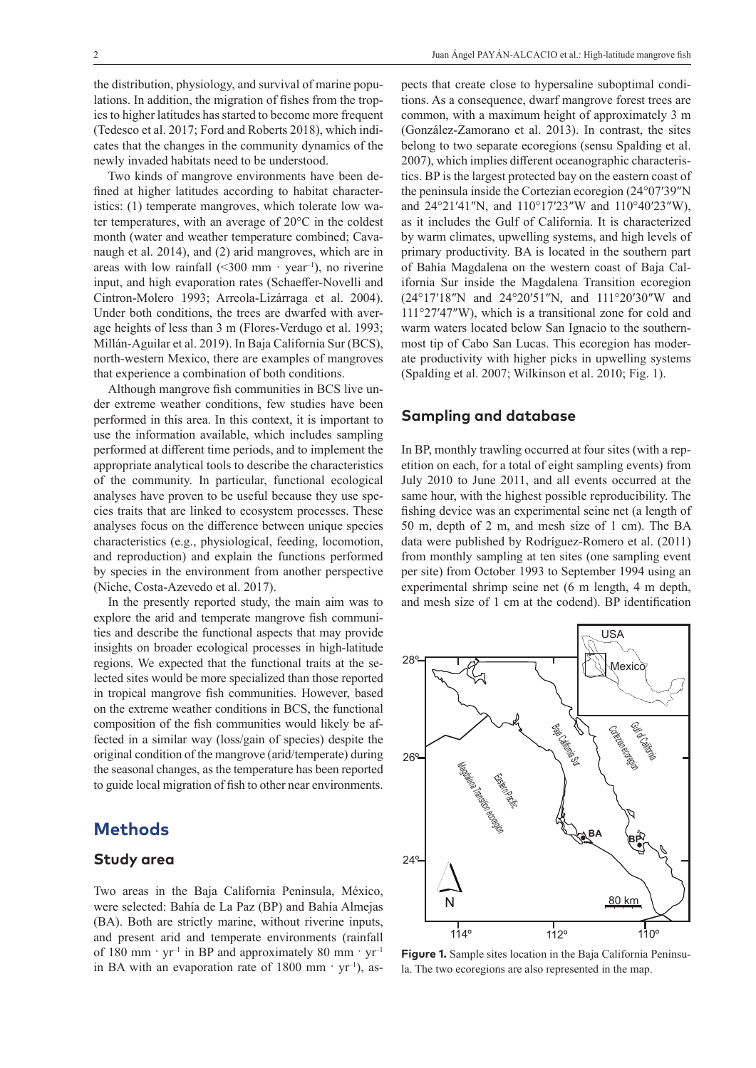the distribution, physiology, and survival of marine populations. In addition, the migration of fishes from the tropics to higher latitudes has started to become more frequent (Tedesco et al. 2017; Ford and Roberts 2018), which indicates that the changes in the community dynamics of the newly invaded habitats need to be understood.

Two kinds of mangrove environments have been defined at higher latitudes according to habitat characteristics: (1) temperate mangroves, which tolerate low water temperatures, with an average of 20°C in the coldest month (water and weather temperature combined; Cavanaugh et al. 2014), and (2) arid mangroves, which are in areas with low rainfall (<300 mm · year$^{-1}$), no riverine input, and high evaporation rates (Schaeffer-Novelli and Cintron-Molero 1993; Arreola-Lizárraga et al. 2004). Under both conditions, the trees are dwarfed with average heights of less than 3 m (Flores-Verdugo et al. 1993; Millán-Aguilar et al. 2019). In Baja California Sur (BCS), north-western Mexico, there are examples of mangroves that experience a combination of both conditions.

Although mangrove fish communities in BCS live under extreme weather conditions, few studies have been performed in this area. In this context, it is important to use the information available, which includes sampling performed at different time periods, and to implement the appropriate analytical tools to describe the characteristics of the community. In particular, functional ecological analyses have proven to be useful because they use species traits that are linked to ecosystem processes. These analyses focus on the difference between unique species characteristics (e.g., physiological, feeding, locomotion, and reproduction) and explain the functions performed by species in the environment from another perspective (Niche, Costa-Azevedo et al. 2017).

In the presently reported study, the main aim was to explore the arid and temperate mangrove fish communities and describe the functional aspects that may provide insights on broader ecological processes in high-latitude regions. We expected that the functional traits at the selected sites would be more specialized than those reported in tropical mangrove fish communities. However, based on the extreme weather conditions in BCS, the functional composition of the fish communities would likely be affected in a similar way (loss/gain of species) despite the original condition of the mangrove (arid/temperate) during the seasonal changes, as the temperature has been reported to guide local migration of fish to other near environments.

# Methods

## Study area

Two areas in the Baja California Peninsula, México, were selected: Bahía de La Paz (BP) and Bahía Almejas (BA). Both are strictly marine, without riverine inputs, and present arid and temperate environments (rainfall of 180 mm · yr$^{-1}$ in BP and approximately 80 mm · yr$^{-1}$ in BA with an evaporation rate of 1800 mm · yr$^{-1}$), aspects that create close to hypersaline suboptimal conditions. As a consequence, dwarf mangrove forest trees are common, with a maximum height of approximately 3 m (González-Zamorano et al. 2013). In contrast, the sites belong to two separate ecoregions (sensu Spalding et al. 2007), which implies different oceanographic characteristics. BP is the largest protected bay on the eastern coast of the peninsula inside the Cortezian ecoregion (24°07′39″N and 24°21′41″N, and 110°17′23″W and 110°40′23″W), as it includes the Gulf of California. It is characterized by warm climates, upwelling systems, and high levels of primary productivity. BA is located in the southern part of Bahía Magdalena on the western coast of Baja California Sur inside the Magdalena Transition ecoregion (24°17′18″N and 24°20′51″N, and 111°20′30″W and 111°27′47″W), which is a transitional zone for cold and warm waters located below San Ignacio to the southernmost tip of Cabo San Lucas. This ecoregion has moderate productivity with higher picks in upwelling systems (Spalding et al. 2007; Wilkinson et al. 2010; Fig. 1).

## Sampling and database

In BP, monthly trawling occurred at four sites (with a repetition on each, for a total of eight sampling events) from July 2010 to June 2011, and all events occurred at the same hour, with the highest possible reproducibility. The fishing device was an experimental seine net (a length of 50 m, depth of 2 m, and mesh size of 1 cm). The BA data were published by Rodríguez-Romero et al. (2011) from monthly sampling at ten sites (one sampling event per site) from October 1993 to September 1994 using an experimental shrimp seine net (6 m length, 4 m depth, and mesh size of 1 cm at the codend). BP identification

**Figure 1.** Sample sites location in the Baja California Peninsula. The two ecoregions are also represented in the map.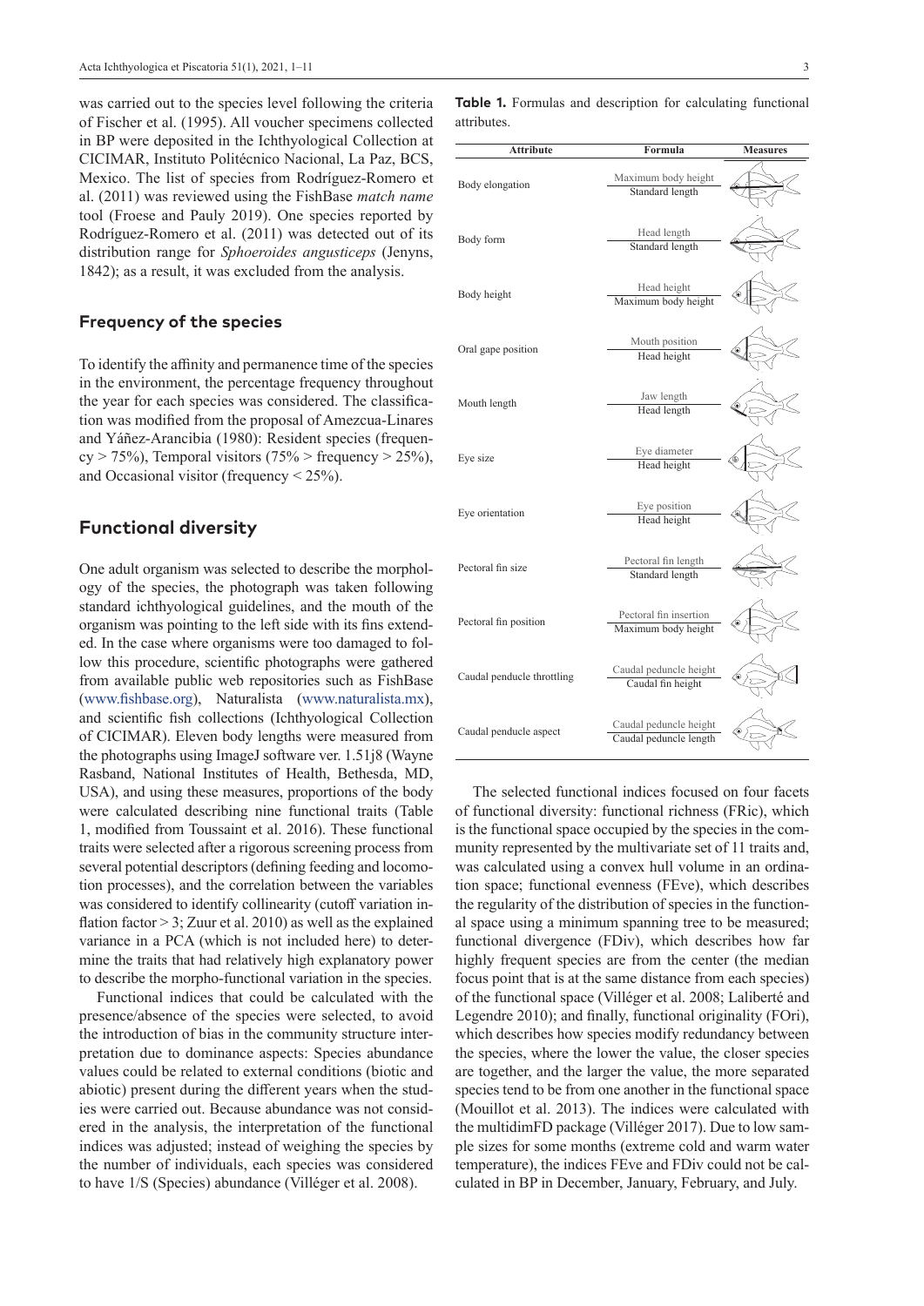was carried out to the species level following the criteria of Fischer et al. (1995). All voucher specimens collected in BP were deposited in the Ichthyological Collection at CICIMAR, Instituto Politécnico Nacional, La Paz, BCS, Mexico. The list of species from Rodríguez-Romero et al. (2011) was reviewed using the FishBase *match name* tool (Froese and Pauly 2019). One species reported by Rodríguez-Romero et al. (2011) was detected out of its distribution range for *Sphoeroides angusticeps* (Jenyns, 1842); as a result, it was excluded from the analysis.

## Frequency of the species

To identify the affinity and permanence time of the species in the environment, the percentage frequency throughout the year for each species was considered. The classification was modified from the proposal of Amezcua-Linares and Yáñez-Arancibia (1980): Resident species (frequency > 75%), Temporal visitors (75% > frequency > 25%), and Occasional visitor (frequency < 25%).

## Functional diversity

One adult organism was selected to describe the morphology of the species, the photograph was taken following standard ichthyological guidelines, and the mouth of the organism was pointing to the left side with its fins extended. In the case where organisms were too damaged to follow this procedure, scientific photographs were gathered from available public web repositories such as FishBase (www.fishbase.org), Naturalista (www.naturalista.mx), and scientific fish collections (Ichthyological Collection of CICIMAR). Eleven body lengths were measured from the photographs using ImageJ software ver. 1.51j8 (Wayne Rasband, National Institutes of Health, Bethesda, MD, USA), and using these measures, proportions of the body were calculated describing nine functional traits (Table 1, modified from Toussaint et al. 2016). These functional traits were selected after a rigorous screening process from several potential descriptors (defining feeding and locomotion processes), and the correlation between the variables was considered to identify collinearity (cutoff variation inflation factor > 3; Zuur et al. 2010) as well as the explained variance in a PCA (which is not included here) to determine the traits that had relatively high explanatory power to describe the morpho-functional variation in the species.

Functional indices that could be calculated with the presence/absence of the species were selected, to avoid the introduction of bias in the community structure interpretation due to dominance aspects: Species abundance values could be related to external conditions (biotic and abiotic) present during the different years when the studies were carried out. Because abundance was not considered in the analysis, the interpretation of the functional indices was adjusted; instead of weighing the species by the number of individuals, each species was considered to have 1/S (Species) abundance (Villéger et al. 2008).

**Table 1.** Formulas and description for calculating functional attributes.

| Attribute | Formula | Measures |
|---|---|---|
| Body elongation | Maximum body height / Standard length | |
| Body form | Head length / Standard length | |
| Body height | Head height / Maximum body height | |
| Oral gape position | Mouth position / Head height | |
| Mouth length | Jaw length / Head length | |
| Eye size | Eye diameter / Head height | |
| Eye orientation | Eye position / Head height | |
| Pectoral fin size | Pectoral fin length / Standard length | |
| Pectoral fin position | Pectoral fin insertion / Maximum body height | |
| Caudal peduncle throttling | Caudal peduncle height / Caudal fin height | |
| Caudal peduncle aspect | Caudal peduncle height / Caudal peduncle length | |

The selected functional indices focused on four facets of functional diversity: functional richness (FRic), which is the functional space occupied by the species in the community represented by the multivariate set of 11 traits and, was calculated using a convex hull volume in an ordination space; functional evenness (FEve), which describes the regularity of the distribution of species in the functional space using a minimum spanning tree to be measured; functional divergence (FDiv), which describes how far highly frequent species are from the center (the median focus point that is at the same distance from each species) of the functional space (Villéger et al. 2008; Laliberté and Legendre 2010); and finally, functional originality (FOri), which describes how species modify redundancy between the species, where the lower the value, the closer species are together, and the larger the value, the more separated species tend to be from one another in the functional space (Mouillot et al. 2013). The indices were calculated with the multidimFD package (Villéger 2017). Due to low sample sizes for some months (extreme cold and warm water temperature), the indices FEve and FDiv could not be calculated in BP in December, January, February, and July.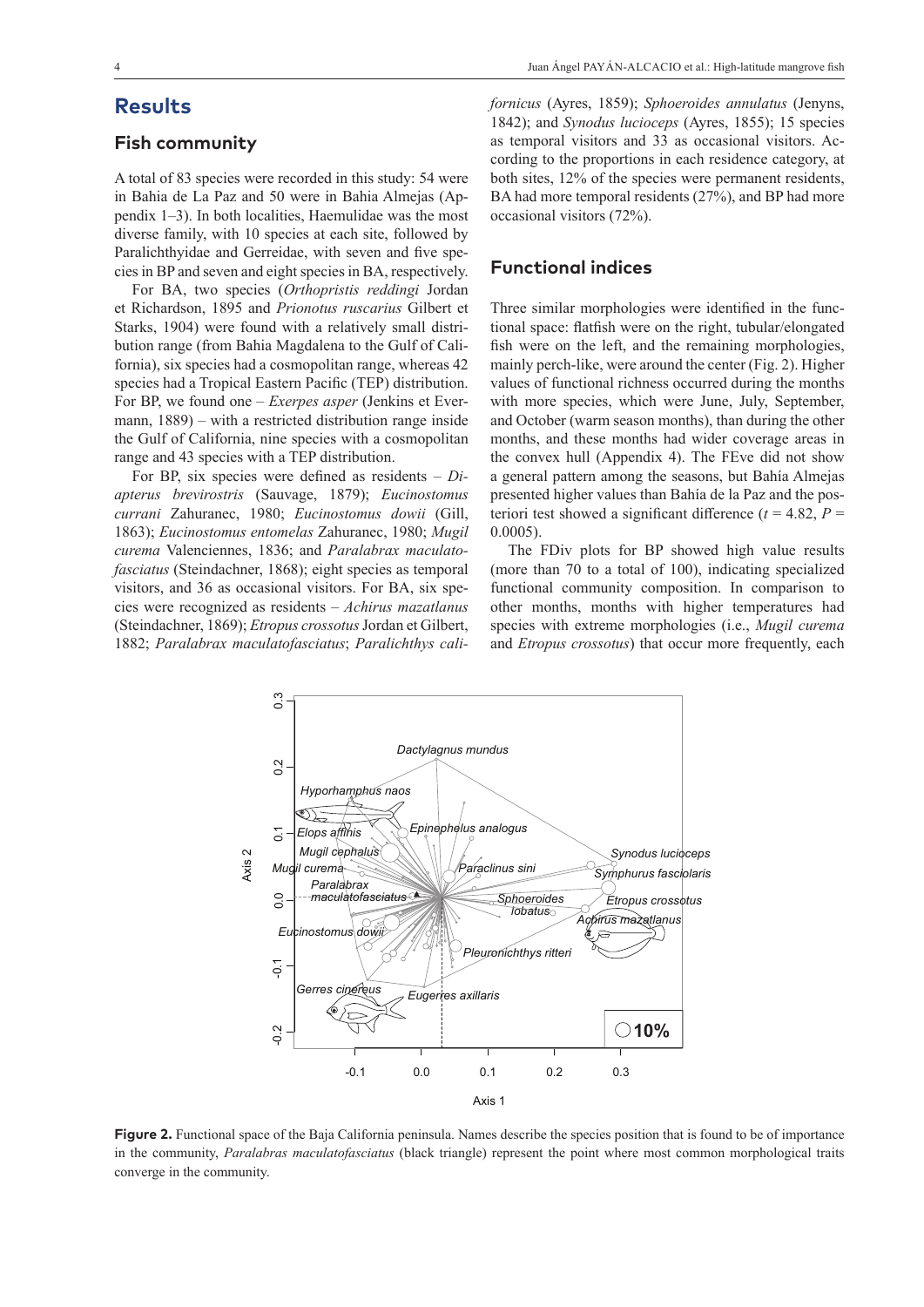# Results

## Fish community

A total of 83 species were recorded in this study: 54 were in Bahia de La Paz and 50 were in Bahia Almejas (Appendix 1–3). In both localities, Haemulidae was the most diverse family, with 10 species at each site, followed by Paralichthyidae and Gerreidae, with seven and five species in BP and seven and eight species in BA, respectively.

For BA, two species (*Orthopristis reddingi* Jordan et Richardson, 1895 and *Prionotus ruscarius* Gilbert et Starks, 1904) were found with a relatively small distribution range (from Bahia Magdalena to the Gulf of California), six species had a cosmopolitan range, whereas 42 species had a Tropical Eastern Pacific (TEP) distribution. For BP, we found one – *Exerpes asper* (Jenkins et Evermann, 1889) – with a restricted distribution range inside the Gulf of California, nine species with a cosmopolitan range and 43 species with a TEP distribution.

For BP, six species were defined as residents – *Diapterus brevirostris* (Sauvage, 1879); *Eucinostomus currani* Zahuranec, 1980; *Eucinostomus dowii* (Gill, 1863); *Eucinostomus entomelas* Zahuranec, 1980; *Mugil curema* Valenciennes, 1836; and *Paralabrax maculatofasciatus* (Steindachner, 1868); eight species as temporal visitors, and 36 as occasional visitors. For BA, six species were recognized as residents – *Achirus mazatlanus* (Steindachner, 1869); *Etropus crossotus* Jordan et Gilbert, 1882; *Paralabrax maculatofasciatus*; *Paralichthys californicus* (Ayres, 1859); *Sphoeroides annulatus* (Jenyns, 1842); and *Synodus lucioceps* (Ayres, 1855); 15 species as temporal visitors and 33 as occasional visitors. According to the proportions in each residence category, at both sites, 12% of the species were permanent residents, BA had more temporal residents (27%), and BP had more occasional visitors (72%).

## Functional indices

Three similar morphologies were identified in the functional space: flatfish were on the right, tubular/elongated fish were on the left, and the remaining morphologies, mainly perch-like, were around the center (Fig. 2). Higher values of functional richness occurred during the months with more species, which were June, July, September, and October (warm season months), than during the other months, and these months had wider coverage areas in the convex hull (Appendix 4). The FEve did not show a general pattern among the seasons, but Bahía Almejas presented higher values than Bahía de la Paz and the posteriori test showed a significant difference ($t = 4.82$, $P = 0.0005$).

The FDiv plots for BP showed high value results (more than 70 to a total of 100), indicating specialized functional community composition. In comparison to other months, months with higher temperatures had species with extreme morphologies (i.e., *Mugil curema* and *Etropus crossotus*) that occur more frequently, each

**Figure 2.** Functional space of the Baja California peninsula. Names describe the species position that is found to be of importance in the community, *Paralabras maculatofasciatus* (black triangle) represent the point where most common morphological traits converge in the community.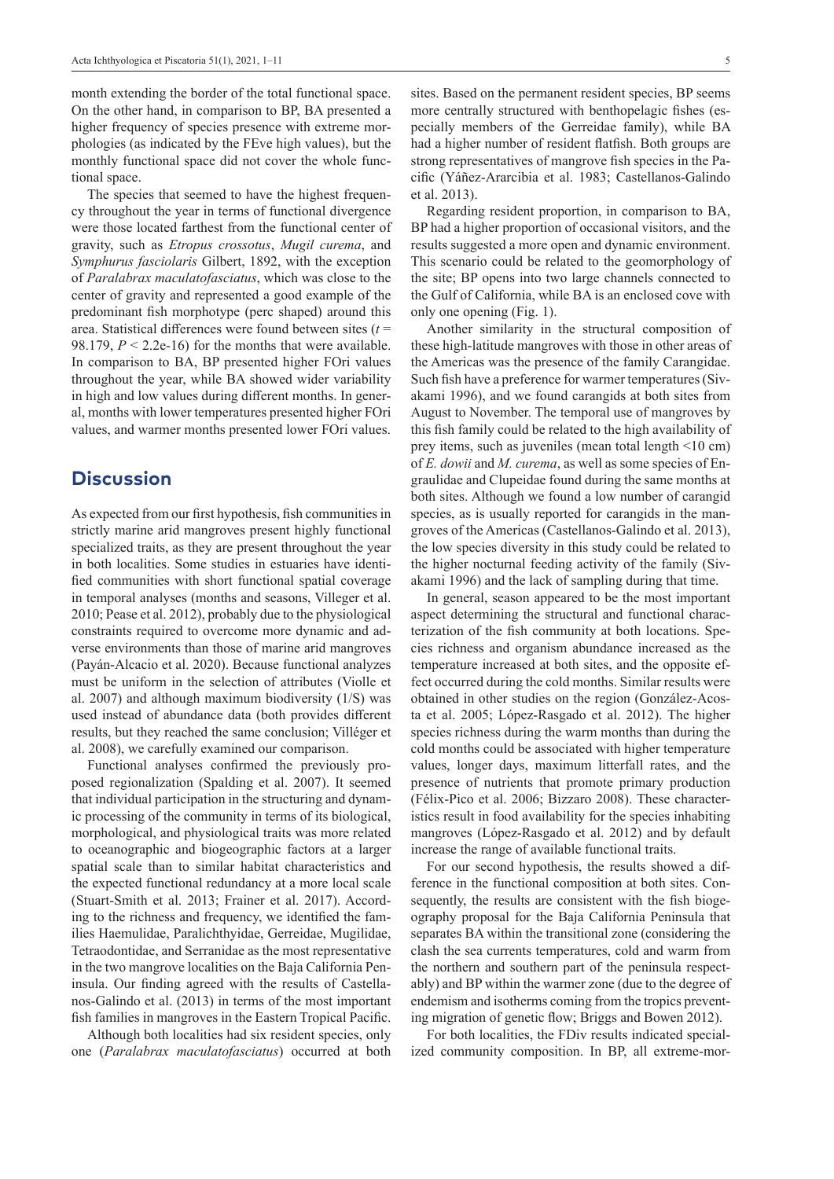month extending the border of the total functional space. On the other hand, in comparison to BP, BA presented a higher frequency of species presence with extreme morphologies (as indicated by the FEve high values), but the monthly functional space did not cover the whole functional space.

The species that seemed to have the highest frequency throughout the year in terms of functional divergence were those located farthest from the functional center of gravity, such as *Etropus crossotus*, *Mugil curema*, and *Symphurus fasciolaris* Gilbert, 1892, with the exception of *Paralabrax maculatofasciatus*, which was close to the center of gravity and represented a good example of the predominant fish morphotype (perc shaped) around this area. Statistical differences were found between sites ($t$ = 98.179, $P$ < 2.2e-16) for the months that were available. In comparison to BA, BP presented higher FOri values throughout the year, while BA showed wider variability in high and low values during different months. In general, months with lower temperatures presented higher FOri values, and warmer months presented lower FOri values.

## Discussion

As expected from our first hypothesis, fish communities in strictly marine arid mangroves present highly functional specialized traits, as they are present throughout the year in both localities. Some studies in estuaries have identified communities with short functional spatial coverage in temporal analyses (months and seasons, Villeger et al. 2010; Pease et al. 2012), probably due to the physiological constraints required to overcome more dynamic and adverse environments than those of marine arid mangroves (Payán-Alcacio et al. 2020). Because functional analyzes must be uniform in the selection of attributes (Violle et al. 2007) and although maximum biodiversity (1/S) was used instead of abundance data (both provides different results, but they reached the same conclusion; Villéger et al. 2008), we carefully examined our comparison.

Functional analyses confirmed the previously proposed regionalization (Spalding et al. 2007). It seemed that individual participation in the structuring and dynamic processing of the community in terms of its biological, morphological, and physiological traits was more related to oceanographic and biogeographic factors at a larger spatial scale than to similar habitat characteristics and the expected functional redundancy at a more local scale (Stuart-Smith et al. 2013; Frainer et al. 2017). According to the richness and frequency, we identified the families Haemulidae, Paralichthyidae, Gerreidae, Mugilidae, Tetraodontidae, and Serranidae as the most representative in the two mangrove localities on the Baja California Peninsula. Our finding agreed with the results of Castellanos-Galindo et al. (2013) in terms of the most important fish families in mangroves in the Eastern Tropical Pacific.

Although both localities had six resident species, only one (*Paralabrax maculatofasciatus*) occurred at both sites. Based on the permanent resident species, BP seems more centrally structured with benthopelagic fishes (especially members of the Gerreidae family), while BA had a higher number of resident flatfish. Both groups are strong representatives of mangrove fish species in the Pacific (Yáñez-Ararcibia et al. 1983; Castellanos-Galindo et al. 2013).

Regarding resident proportion, in comparison to BA, BP had a higher proportion of occasional visitors, and the results suggested a more open and dynamic environment. This scenario could be related to the geomorphology of the site; BP opens into two large channels connected to the Gulf of California, while BA is an enclosed cove with only one opening (Fig. 1).

Another similarity in the structural composition of these high-latitude mangroves with those in other areas of the Americas was the presence of the family Carangidae. Such fish have a preference for warmer temperatures (Sivakami 1996), and we found carangids at both sites from August to November. The temporal use of mangroves by this fish family could be related to the high availability of prey items, such as juveniles (mean total length <10 cm) of *E. dowii* and *M. curema*, as well as some species of Engraulidae and Clupeidae found during the same months at both sites. Although we found a low number of carangid species, as is usually reported for carangids in the mangroves of the Americas (Castellanos-Galindo et al. 2013), the low species diversity in this study could be related to the higher nocturnal feeding activity of the family (Sivakami 1996) and the lack of sampling during that time.

In general, season appeared to be the most important aspect determining the structural and functional characterization of the fish community at both locations. Species richness and organism abundance increased as the temperature increased at both sites, and the opposite effect occurred during the cold months. Similar results were obtained in other studies on the region (González-Acosta et al. 2005; López-Rasgado et al. 2012). The higher species richness during the warm months than during the cold months could be associated with higher temperature values, longer days, maximum litterfall rates, and the presence of nutrients that promote primary production (Félix-Pico et al. 2006; Bizzaro 2008). These characteristics result in food availability for the species inhabiting mangroves (López-Rasgado et al. 2012) and by default increase the range of available functional traits.

For our second hypothesis, the results showed a difference in the functional composition at both sites. Consequently, the results are consistent with the fish biogeography proposal for the Baja California Peninsula that separates BA within the transitional zone (considering the clash the sea currents temperatures, cold and warm from the northern and southern part of the peninsula respectably) and BP within the warmer zone (due to the degree of endemism and isotherms coming from the tropics preventing migration of genetic flow; Briggs and Bowen 2012).

For both localities, the FDiv results indicated specialized community composition. In BP, all extreme-mor-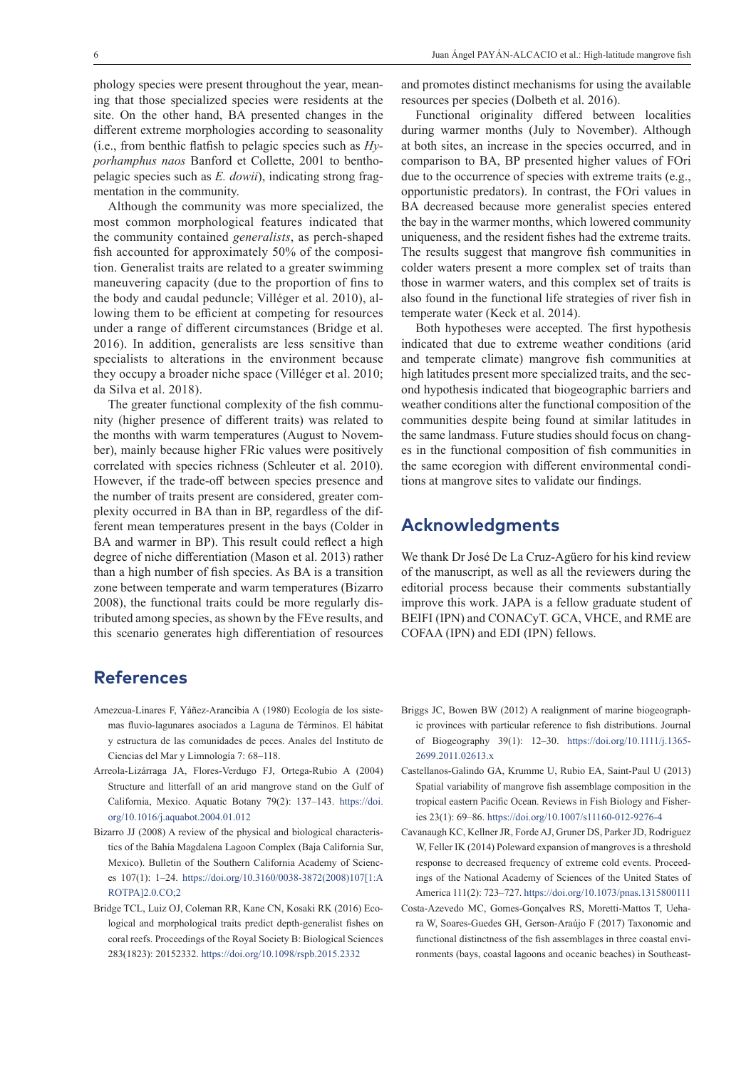phology species were present throughout the year, meaning that those specialized species were residents at the site. On the other hand, BA presented changes in the different extreme morphologies according to seasonality (i.e., from benthic flatfish to pelagic species such as *Hyporhamphus naos* Banford et Collette, 2001 to benthopelagic species such as *E. dowii*), indicating strong fragmentation in the community.

Although the community was more specialized, the most common morphological features indicated that the community contained *generalists*, as perch-shaped fish accounted for approximately 50% of the composition. Generalist traits are related to a greater swimming maneuvering capacity (due to the proportion of fins to the body and caudal peduncle; Villéger et al. 2010), allowing them to be efficient at competing for resources under a range of different circumstances (Bridge et al. 2016). In addition, generalists are less sensitive than specialists to alterations in the environment because they occupy a broader niche space (Villéger et al. 2010; da Silva et al. 2018).

The greater functional complexity of the fish community (higher presence of different traits) was related to the months with warm temperatures (August to November), mainly because higher FRic values were positively correlated with species richness (Schleuter et al. 2010). However, if the trade-off between species presence and the number of traits present are considered, greater complexity occurred in BA than in BP, regardless of the different mean temperatures present in the bays (Colder in BA and warmer in BP). This result could reflect a high degree of niche differentiation (Mason et al. 2013) rather than a high number of fish species. As BA is a transition zone between temperate and warm temperatures (Bizarro 2008), the functional traits could be more regularly distributed among species, as shown by the FEve results, and this scenario generates high differentiation of resources and promotes distinct mechanisms for using the available resources per species (Dolbeth et al. 2016).

Functional originality differed between localities during warmer months (July to November). Although at both sites, an increase in the species occurred, and in comparison to BA, BP presented higher values of FOri due to the occurrence of species with extreme traits (e.g., opportunistic predators). In contrast, the FOri values in BA decreased because more generalist species entered the bay in the warmer months, which lowered community uniqueness, and the resident fishes had the extreme traits. The results suggest that mangrove fish communities in colder waters present a more complex set of traits than those in warmer waters, and this complex set of traits is also found in the functional life strategies of river fish in temperate water (Keck et al. 2014).

Both hypotheses were accepted. The first hypothesis indicated that due to extreme weather conditions (arid and temperate climate) mangrove fish communities at high latitudes present more specialized traits, and the second hypothesis indicated that biogeographic barriers and weather conditions alter the functional composition of the communities despite being found at similar latitudes in the same landmass. Future studies should focus on changes in the functional composition of fish communities in the same ecoregion with different environmental conditions at mangrove sites to validate our findings.

## Acknowledgments

We thank Dr José De La Cruz-Agüero for his kind review of the manuscript, as well as all the reviewers during the editorial process because their comments substantially improve this work. JAPA is a fellow graduate student of BEIFI (IPN) and CONACyT. GCA, VHCE, and RME are COFAA (IPN) and EDI (IPN) fellows.

## References

Amezcua-Linares F, Yáñez-Arancibia A (1980) Ecología de los sistemas fluvio-lagunares asociados a Laguna de Términos. El hábitat y estructura de las comunidades de peces. Anales del Instituto de Ciencias del Mar y Limnología 7: 68–118.

Arreola-Lizárraga JA, Flores-Verdugo FJ, Ortega-Rubio A (2004) Structure and litterfall of an arid mangrove stand on the Gulf of California, Mexico. Aquatic Botany 79(2): 137–143. https://doi.org/10.1016/j.aquabot.2004.01.012

Bizarro JJ (2008) A review of the physical and biological characteristics of the Bahía Magdalena Lagoon Complex (Baja California Sur, Mexico). Bulletin of the Southern California Academy of Sciences 107(1): 1–24. https://doi.org/10.3160/0038-3872(2008)107[1:AROTPA]2.0.CO;2

Bridge TCL, Luiz OJ, Coleman RR, Kane CN, Kosaki RK (2016) Ecological and morphological traits predict depth-generalist fishes on coral reefs. Proceedings of the Royal Society B: Biological Sciences 283(1823): 20152332. https://doi.org/10.1098/rspb.2015.2332

Briggs JC, Bowen BW (2012) A realignment of marine biogeographic provinces with particular reference to fish distributions. Journal of Biogeography 39(1): 12–30. https://doi.org/10.1111/j.1365-2699.2011.02613.x

Castellanos-Galindo GA, Krumme U, Rubio EA, Saint-Paul U (2013) Spatial variability of mangrove fish assemblage composition in the tropical eastern Pacific Ocean. Reviews in Fish Biology and Fisheries 23(1): 69–86. https://doi.org/10.1007/s11160-012-9276-4

Cavanaugh KC, Kellner JR, Forde AJ, Gruner DS, Parker JD, Rodriguez W, Feller IK (2014) Poleward expansion of mangroves is a threshold response to decreased frequency of extreme cold events. Proceedings of the National Academy of Sciences of the United States of America 111(2): 723–727. https://doi.org/10.1073/pnas.1315800111

Costa-Azevedo MC, Gomes-Gonçalves RS, Moretti-Mattos T, Uehara W, Soares-Guedes GH, Gerson-Araújo F (2017) Taxonomic and functional distinctness of the fish assemblages in three coastal environments (bays, coastal lagoons and oceanic beaches) in Southeast-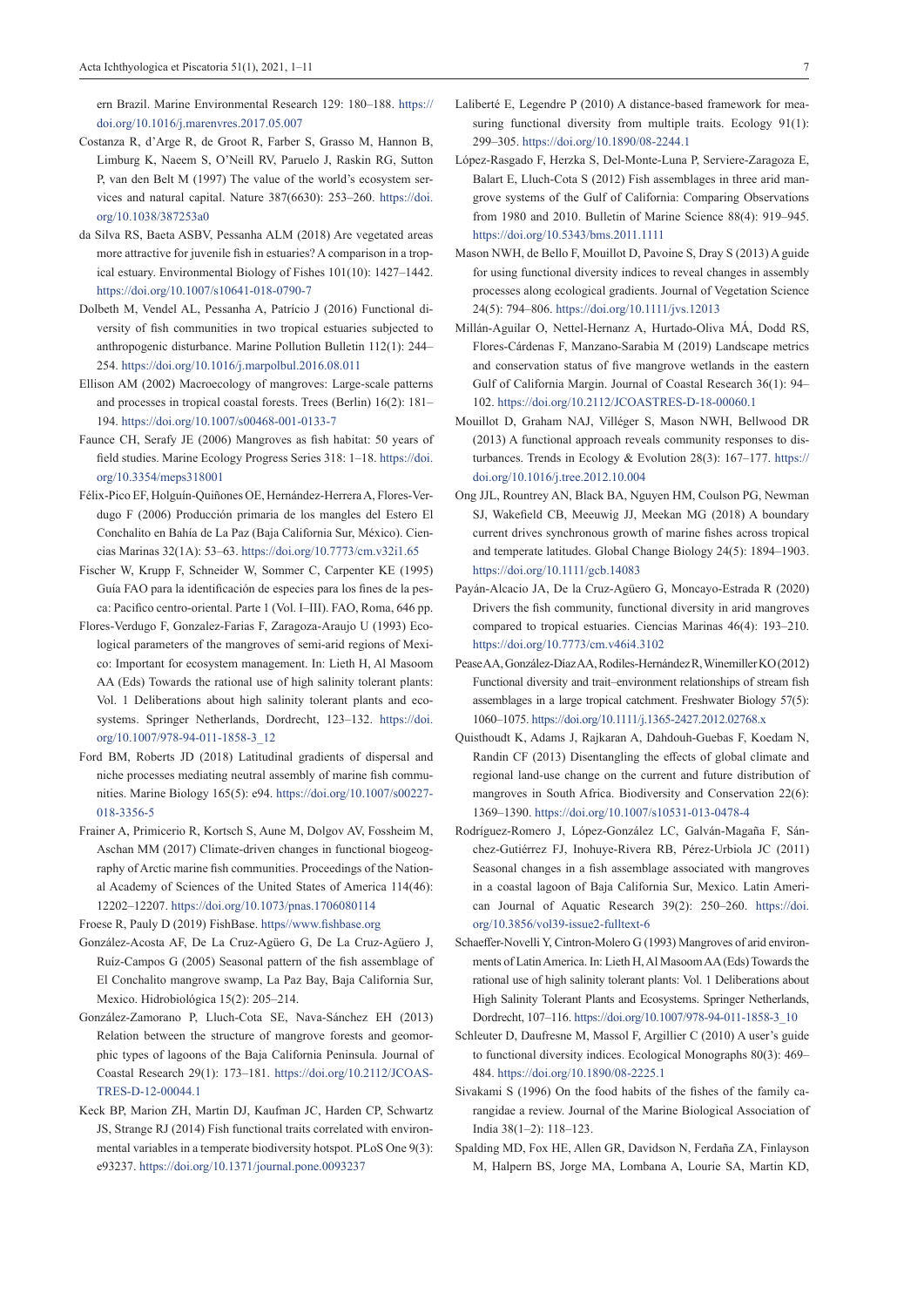ern Brazil. Marine Environmental Research 129: 180–188. https://doi.org/10.1016/j.marenvres.2017.05.007

Costanza R, d'Arge R, de Groot R, Farber S, Grasso M, Hannon B, Limburg K, Naeem S, O'Neill RV, Paruelo J, Raskin RG, Sutton P, van den Belt M (1997) The value of the world's ecosystem services and natural capital. Nature 387(6630): 253–260. https://doi.org/10.1038/387253a0

da Silva RS, Baeta ASBV, Pessanha ALM (2018) Are vegetated areas more attractive for juvenile fish in estuaries? A comparison in a tropical estuary. Environmental Biology of Fishes 101(10): 1427–1442. https://doi.org/10.1007/s10641-018-0790-7

Dolbeth M, Vendel AL, Pessanha A, Patrício J (2016) Functional diversity of fish communities in two tropical estuaries subjected to anthropogenic disturbance. Marine Pollution Bulletin 112(1): 244–254. https://doi.org/10.1016/j.marpolbul.2016.08.011

Ellison AM (2002) Macroecology of mangroves: Large-scale patterns and processes in tropical coastal forests. Trees (Berlin) 16(2): 181–194. https://doi.org/10.1007/s00468-001-0133-7

Faunce CH, Serafy JE (2006) Mangroves as fish habitat: 50 years of field studies. Marine Ecology Progress Series 318: 1–18. https://doi.org/10.3354/meps318001

Félix-Pico EF, Holguín-Quiñones OE, Hernández-Herrera A, Flores-Verdugo F (2006) Producción primaria de los mangles del Estero El Conchalito en Bahía de La Paz (Baja California Sur, México). Ciencias Marinas 32(1A): 53–63. https://doi.org/10.7773/cm.v32i1.65

Fischer W, Krupp F, Schneider W, Sommer C, Carpenter KE (1995) Guía FAO para la identificación de especies para los fines de la pesca: Pacifico centro-oriental. Parte 1 (Vol. I–III). FAO, Roma, 646 pp.

Flores-Verdugo F, Gonzalez-Farias F, Zaragoza-Araujo U (1993) Ecological parameters of the mangroves of semi-arid regions of Mexico: Important for ecosystem management. In: Lieth H, Al Masoom AA (Eds) Towards the rational use of high salinity tolerant plants: Vol. 1 Deliberations about high salinity tolerant plants and ecosystems. Springer Netherlands, Dordrecht, 123–132. https://doi.org/10.1007/978-94-011-1858-3_12

Ford BM, Roberts JD (2018) Latitudinal gradients of dispersal and niche processes mediating neutral assembly of marine fish communities. Marine Biology 165(5): e94. https://doi.org/10.1007/s00227-018-3356-5

Frainer A, Primicerio R, Kortsch S, Aune M, Dolgov AV, Fossheim M, Aschan MM (2017) Climate-driven changes in functional biogeography of Arctic marine fish communities. Proceedings of the National Academy of Sciences of the United States of America 114(46): 12202–12207. https://doi.org/10.1073/pnas.1706080114

Froese R, Pauly D (2019) FishBase. https//www.fishbase.org

González-Acosta AF, De La Cruz-Agüero G, De La Cruz-Agüero J, Ruíz-Campos G (2005) Seasonal pattern of the fish assemblage of El Conchalito mangrove swamp, La Paz Bay, Baja California Sur, Mexico. Hidrobiológica 15(2): 205–214.

González-Zamorano P, Lluch-Cota SE, Nava-Sánchez EH (2013) Relation between the structure of mangrove forests and geomorphic types of lagoons of the Baja California Peninsula. Journal of Coastal Research 29(1): 173–181. https://doi.org/10.2112/JCOASTRES-D-12-00044.1

Keck BP, Marion ZH, Martin DJ, Kaufman JC, Harden CP, Schwartz JS, Strange RJ (2014) Fish functional traits correlated with environmental variables in a temperate biodiversity hotspot. PLoS One 9(3): e93237. https://doi.org/10.1371/journal.pone.0093237

Laliberté E, Legendre P (2010) A distance-based framework for measuring functional diversity from multiple traits. Ecology 91(1): 299–305. https://doi.org/10.1890/08-2244.1

López-Rasgado F, Herzka S, Del-Monte-Luna P, Serviere-Zaragoza E, Balart E, Lluch-Cota S (2012) Fish assemblages in three arid mangrove systems of the Gulf of California: Comparing Observations from 1980 and 2010. Bulletin of Marine Science 88(4): 919–945. https://doi.org/10.5343/bms.2011.1111

Mason NWH, de Bello F, Mouillot D, Pavoine S, Dray S (2013) A guide for using functional diversity indices to reveal changes in assembly processes along ecological gradients. Journal of Vegetation Science 24(5): 794–806. https://doi.org/10.1111/jvs.12013

Millán-Aguilar O, Nettel-Hernanz A, Hurtado-Oliva MÁ, Dodd RS, Flores-Cárdenas F, Manzano-Sarabia M (2019) Landscape metrics and conservation status of five mangrove wetlands in the eastern Gulf of California Margin. Journal of Coastal Research 36(1): 94–102. https://doi.org/10.2112/JCOASTRES-D-18-00060.1

Mouillot D, Graham NAJ, Villéger S, Mason NWH, Bellwood DR (2013) A functional approach reveals community responses to disturbances. Trends in Ecology & Evolution 28(3): 167–177. https://doi.org/10.1016/j.tree.2012.10.004

Ong JJL, Rountrey AN, Black BA, Nguyen HM, Coulson PG, Newman SJ, Wakefield CB, Meeuwig JJ, Meekan MG (2018) A boundary current drives synchronous growth of marine fishes across tropical and temperate latitudes. Global Change Biology 24(5): 1894–1903. https://doi.org/10.1111/gcb.14083

Payán-Alcacio JA, De la Cruz-Agüero G, Moncayo-Estrada R (2020) Drivers the fish community, functional diversity in arid mangroves compared to tropical estuaries. Ciencias Marinas 46(4): 193–210. https://doi.org/10.7773/cm.v46i4.3102

Pease AA, González-Díaz AA, Rodiles-Hernández R, Winemiller KO (2012) Functional diversity and trait–environment relationships of stream fish assemblages in a large tropical catchment. Freshwater Biology 57(5): 1060–1075. https://doi.org/10.1111/j.1365-2427.2012.02768.x

Quisthoudt K, Adams J, Rajkaran A, Dahdouh-Guebas F, Koedam N, Randin CF (2013) Disentangling the effects of global climate and regional land-use change on the current and future distribution of mangroves in South Africa. Biodiversity and Conservation 22(6): 1369–1390. https://doi.org/10.1007/s10531-013-0478-4

Rodríguez-Romero J, López-González LC, Galván-Magaña F, Sánchez-Gutiérrez FJ, Inohuye-Rivera RB, Pérez-Urbiola JC (2011) Seasonal changes in a fish assemblage associated with mangroves in a coastal lagoon of Baja California Sur, Mexico. Latin American Journal of Aquatic Research 39(2): 250–260. https://doi.org/10.3856/vol39-issue2-fulltext-6

Schaeffer-Novelli Y, Cintron-Molero G (1993) Mangroves of arid environments of Latin America. In: Lieth H, Al Masoom AA (Eds) Towards the rational use of high salinity tolerant plants: Vol. 1 Deliberations about High Salinity Tolerant Plants and Ecosystems. Springer Netherlands, Dordrecht, 107–116. https://doi.org/10.1007/978-94-011-1858-3_10

Schleuter D, Daufresne M, Massol F, Argillier C (2010) A user's guide to functional diversity indices. Ecological Monographs 80(3): 469–484. https://doi.org/10.1890/08-2225.1

Sivakami S (1996) On the food habits of the fishes of the family carangidae a review. Journal of the Marine Biological Association of India 38(1–2): 118–123.

Spalding MD, Fox HE, Allen GR, Davidson N, Ferdaña ZA, Finlayson M, Halpern BS, Jorge MA, Lombana A, Lourie SA, Martin KD,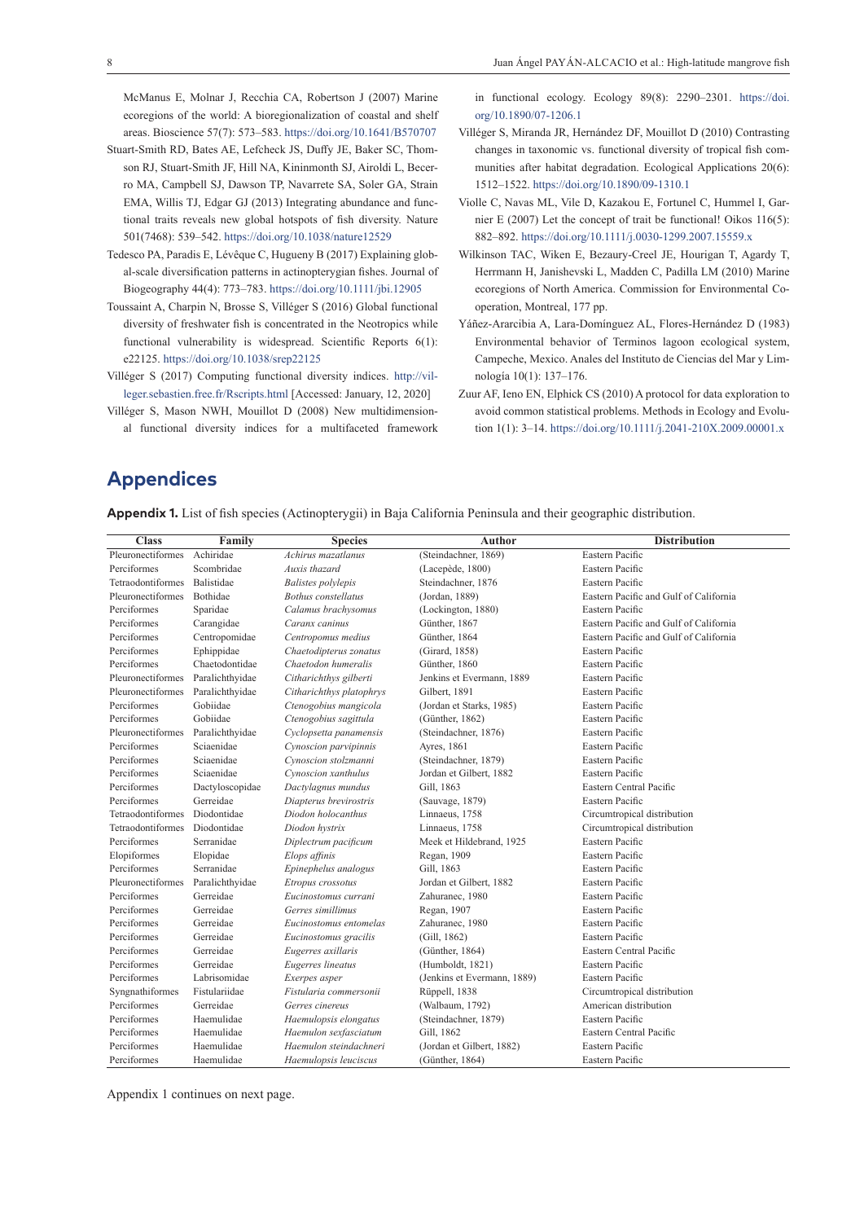McManus E, Molnar J, Recchia CA, Robertson J (2007) Marine ecoregions of the world: A bioregionalization of coastal and shelf areas. Bioscience 57(7): 573–583. https://doi.org/10.1641/B570707

Stuart-Smith RD, Bates AE, Lefcheck JS, Duffy JE, Baker SC, Thomson RJ, Stuart-Smith JF, Hill NA, Kininmonth SJ, Airoldi L, Becerro MA, Campbell SJ, Dawson TP, Navarrete SA, Soler GA, Strain EMA, Willis TJ, Edgar GJ (2013) Integrating abundance and functional traits reveals new global hotspots of fish diversity. Nature 501(7468): 539–542. https://doi.org/10.1038/nature12529

Tedesco PA, Paradis E, Lévêque C, Hugueny B (2017) Explaining global-scale diversification patterns in actinopterygian fishes. Journal of Biogeography 44(4): 773–783. https://doi.org/10.1111/jbi.12905

Toussaint A, Charpin N, Brosse S, Villéger S (2016) Global functional diversity of freshwater fish is concentrated in the Neotropics while functional vulnerability is widespread. Scientific Reports 6(1): e22125. https://doi.org/10.1038/srep22125

Villéger S (2017) Computing functional diversity indices. http://villeger.sebastien.free.fr/Rscripts.html [Accessed: January, 12, 2020]

Villéger S, Mason NWH, Mouillot D (2008) New multidimensional functional diversity indices for a multifaceted framework in functional ecology. Ecology 89(8): 2290–2301. https://doi.org/10.1890/07-1206.1

Villéger S, Miranda JR, Hernández DF, Mouillot D (2010) Contrasting changes in taxonomic vs. functional diversity of tropical fish communities after habitat degradation. Ecological Applications 20(6): 1512–1522. https://doi.org/10.1890/09-1310.1

Violle C, Navas ML, Vile D, Kazakou E, Fortunel C, Hummel I, Garnier E (2007) Let the concept of trait be functional! Oikos 116(5): 882–892. https://doi.org/10.1111/j.0030-1299.2007.15559.x

Wilkinson TAC, Wiken E, Bezaury-Creel JE, Hourigan T, Agardy T, Herrmann H, Janishevski L, Madden C, Padilla LM (2010) Marine ecoregions of North America. Commission for Environmental Cooperation, Montreal, 177 pp.

Yáñez-Ararcibia A, Lara-Domínguez AL, Flores-Hernández D (1983) Environmental behavior of Terminos lagoon ecological system, Campeche, Mexico. Anales del Instituto de Ciencias del Mar y Limnología 10(1): 137–176.

Zuur AF, Ieno EN, Elphick CS (2010) A protocol for data exploration to avoid common statistical problems. Methods in Ecology and Evolution 1(1): 3–14. https://doi.org/10.1111/j.2041-210X.2009.00001.x

# Appendices

**Appendix 1.** List of fish species (Actinopterygii) in Baja California Peninsula and their geographic distribution.

| Class | Family | Species | Author | Distribution |
|---|---|---|---|---|
| Pleuronectiformes | Achiridae | *Achirus mazatlanus* | (Steindachner, 1869) | Eastern Pacific |
| Perciformes | Scombridae | *Auxis thazard* | (Lacepède, 1800) | Eastern Pacific |
| Tetraodontiformes | Balistidae | *Balistes polylepis* | Steindachner, 1876 | Eastern Pacific |
| Pleuronectiformes | Bothidae | *Bothus constellatus* | (Jordan, 1889) | Eastern Pacific and Gulf of California |
| Perciformes | Sparidae | *Calamus brachysomus* | (Lockington, 1880) | Eastern Pacific |
| Perciformes | Carangidae | *Caranx caninus* | Günther, 1867 | Eastern Pacific and Gulf of California |
| Perciformes | Centropomidae | *Centropomus medius* | Günther, 1864 | Eastern Pacific and Gulf of California |
| Perciformes | Ephippidae | *Chaetodipterus zonatus* | (Girard, 1858) | Eastern Pacific |
| Perciformes | Chaetodontidae | *Chaetodon humeralis* | Günther, 1860 | Eastern Pacific |
| Pleuronectiformes | Paralichthyidae | *Citharichthys gilberti* | Jenkins et Evermann, 1889 | Eastern Pacific |
| Pleuronectiformes | Paralichthyidae | *Citharichthys platophrys* | Gilbert, 1891 | Eastern Pacific |
| Perciformes | Gobiidae | *Ctenogobius mangicola* | (Jordan et Starks, 1985) | Eastern Pacific |
| Perciformes | Gobiidae | *Ctenogobius sagittula* | (Günther, 1862) | Eastern Pacific |
| Pleuronectiformes | Paralichthyidae | *Cyclopsetta panamensis* | (Steindachner, 1876) | Eastern Pacific |
| Perciformes | Sciaenidae | *Cynoscion parvipinnis* | Ayres, 1861 | Eastern Pacific |
| Perciformes | Sciaenidae | *Cynoscion stolzmanni* | (Steindachner, 1879) | Eastern Pacific |
| Perciformes | Sciaenidae | *Cynoscion xanthulus* | Jordan et Gilbert, 1882 | Eastern Pacific |
| Perciformes | Dactyloscopidae | *Dactylagnus mundus* | Gill, 1863 | Eastern Central Pacific |
| Perciformes | Gerreidae | *Diapterus brevirostris* | (Sauvage, 1879) | Eastern Pacific |
| Tetraodontiformes | Diodontidae | *Diodon holocanthus* | Linnaeus, 1758 | Circumtropical distribution |
| Tetraodontiformes | Diodontidae | *Diodon hystrix* | Linnaeus, 1758 | Circumtropical distribution |
| Perciformes | Serranidae | *Diplectrum pacificum* | Meek et Hildebrand, 1925 | Eastern Pacific |
| Elopiformes | Elopidae | *Elops affinis* | Regan, 1909 | Eastern Pacific |
| Perciformes | Serranidae | *Epinephelus analogus* | Gill, 1863 | Eastern Pacific |
| Pleuronectiformes | Paralichthyidae | *Etropus crossotus* | Jordan et Gilbert, 1882 | Eastern Pacific |
| Perciformes | Gerreidae | *Eucinostomus currani* | Zahuranec, 1980 | Eastern Pacific |
| Perciformes | Gerreidae | *Gerres simillimus* | Regan, 1907 | Eastern Pacific |
| Perciformes | Gerreidae | *Eucinostomus entomelas* | Zahuranec, 1980 | Eastern Pacific |
| Perciformes | Gerreidae | *Eucinostomus gracilis* | (Gill, 1862) | Eastern Pacific |
| Perciformes | Gerreidae | *Eugerres axillaris* | (Günther, 1864) | Eastern Central Pacific |
| Perciformes | Gerreidae | *Eugerres lineatus* | (Humboldt, 1821) | Eastern Pacific |
| Perciformes | Labrisomidae | *Exerpes asper* | (Jenkins et Evermann, 1889) | Eastern Pacific |
| Syngnathiformes | Fistulariidae | *Fistularia commersonii* | Rüppell, 1838 | Circumtropical distribution |
| Perciformes | Gerreidae | *Gerres cinereus* | (Walbaum, 1792) | American distribution |
| Perciformes | Haemulidae | *Haemulopsis elongatus* | (Steindachner, 1879) | Eastern Pacific |
| Perciformes | Haemulidae | *Haemulon sexfasciatum* | Gill, 1862 | Eastern Central Pacific |
| Perciformes | Haemulidae | *Haemulon steindachneri* | (Jordan et Gilbert, 1882) | Eastern Pacific |
| Perciformes | Haemulidae | *Haemulopsis leuciscus* | (Günther, 1864) | Eastern Pacific |

Appendix 1 continues on next page.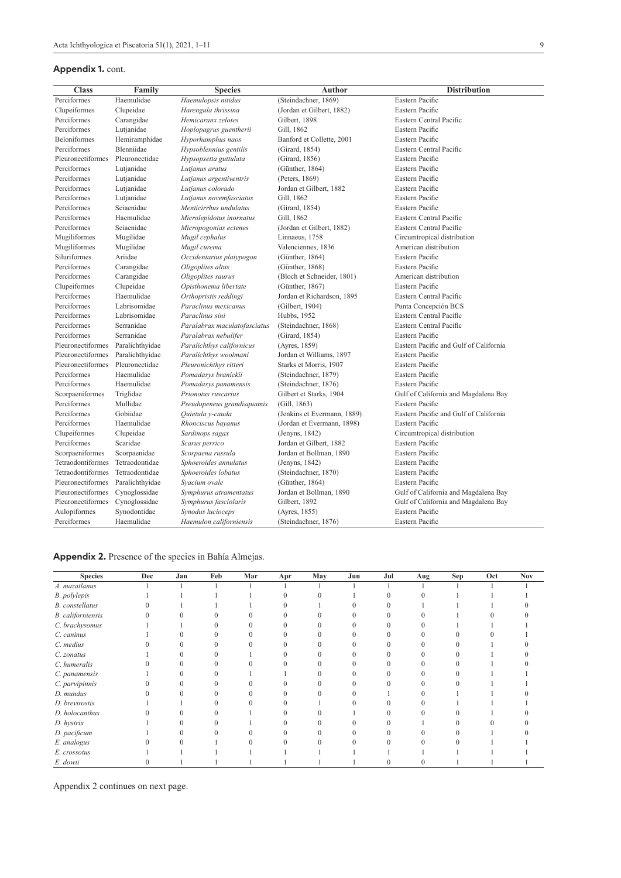**Appendix 1.** cont.

| Class | Family | Species | Author | Distribution |
|---|---|---|---|---|
| Perciformes | Haemulidae | *Haemulopsis nitidus* | (Steindachner, 1869) | Eastern Pacific |
| Clupeiformes | Clupeidae | *Harengula thrissina* | (Jordan et Gilbert, 1882) | Eastern Pacific |
| Perciformes | Carangidae | *Hemicaranx zelotes* | Gilbert, 1898 | Eastern Central Pacific |
| Perciformes | Lutjanidae | *Hoplopagrus guentherii* | Gill, 1862 | Eastern Pacific |
| Beloniformes | Hemiramphidae | *Hyporhamphus naos* | Banford et Collette, 2001 | Eastern Pacific |
| Perciformes | Blenniidae | *Hypsoblennius gentilis* | (Girard, 1854) | Eastern Central Pacific |
| Pleuronectiformes | Pleuronectidae | *Hypsopsetta guttulata* | (Girard, 1856) | Eastern Pacific |
| Perciformes | Lutjanidae | *Lutjanus aratus* | (Günther, 1864) | Eastern Pacific |
| Perciformes | Lutjanidae | *Lutjanus argentiventris* | (Peters, 1869) | Eastern Pacific |
| Perciformes | Lutjanidae | *Lutjanus colorado* | Jordan et Gilbert, 1882 | Eastern Pacific |
| Perciformes | Lutjanidae | *Lutjanus novemfasciatus* | Gill, 1862 | Eastern Pacific |
| Perciformes | Sciaenidae | *Menticirrhus undulatus* | (Girard, 1854) | Eastern Pacific |
| Perciformes | Haemulidae | *Microlepidotus inornatus* | Gill, 1862 | Eastern Central Pacific |
| Perciformes | Sciaenidae | *Micropogonias ectenes* | (Jordan et Gilbert, 1882) | Eastern Central Pacific |
| Mugiliformes | Mugilidae | *Mugil cephalus* | Linnaeus, 1758 | Circumtropical distribution |
| Mugiliformes | Mugilidae | *Mugil curema* | Valenciennes, 1836 | American distribution |
| Siluriformes | Ariidae | *Occidentarius platypogon* | (Günther, 1864) | Eastern Pacific |
| Perciformes | Carangidae | *Oligoplites altus* | (Günther, 1868) | Eastern Pacific |
| Perciformes | Carangidae | *Oligoplites saurus* | (Bloch et Schneider, 1801) | American distribution |
| Clupeiformes | Clupeidae | *Opisthonema libertate* | (Günther, 1867) | Eastern Pacific |
| Perciformes | Haemulidae | *Orthopristis reddingi* | Jordan et Richardson, 1895 | Eastern Central Pacific |
| Perciformes | Labrisomidae | *Paraclinus mexicanus* | (Gilbert, 1904) | Punta Concepción BCS |
| Perciformes | Labrisomidae | *Paraclinus sini* | Hubbs, 1952 | Eastern Central Pacific |
| Perciformes | Serranidae | *Paralabrax maculatofasciatus* | (Steindachner, 1868) | Eastern Central Pacific |
| Perciformes | Serranidae | *Paralabrax nebulifer* | (Girard, 1854) | Eastern Pacific |
| Pleuronectiformes | Paralichthyidae | *Paralichthys californicus* | (Ayres, 1859) | Eastern Pacific and Gulf of California |
| Pleuronectiformes | Paralichthyidae | *Paralichthys woolmani* | Jordan et Williams, 1897 | Eastern Pacific |
| Pleuronectiformes | Pleuronectidae | *Pleuronichthys ritteri* | Starks et Morris, 1907 | Eastern Pacific |
| Perciformes | Haemulidae | *Pomadasys branickii* | (Steindachner, 1879) | Eastern Pacific |
| Perciformes | Haemulidae | *Pomadasys panamensis* | (Steindachner, 1876) | Eastern Pacific |
| Scorpaeniformes | Triglidae | *Prionotus ruscarius* | Gilbert et Starks, 1904 | Gulf of California and Magdalena Bay |
| Perciformes | Mullidae | *Pseudupeneus grandisquamis* | (Gill, 1863) | Eastern Pacific |
| Perciformes | Gobiidae | *Quietula y-cauda* | (Jenkins et Evermann, 1889) | Eastern Pacific and Gulf of California |
| Perciformes | Haemulidae | *Rhonciscus bayanus* | (Jordan et Evermann, 1898) | Eastern Pacific |
| Clupeiformes | Clupeidae | *Sardinops sagax* | (Jenyns, 1842) | Circumtropical distribution |
| Perciformes | Scaridae | *Scarus perrico* | Jordan et Gilbert, 1882 | Eastern Pacific |
| Scorpaeniformes | Scorpaenidae | *Scorpaena russula* | Jordan et Bollman, 1890 | Eastern Pacific |
| Tetraodontiformes | Tetraodontidae | *Sphoeroides annulatus* | (Jenyns, 1842) | Eastern Pacific |
| Tetraodontiformes | Tetraodontidae | *Sphoeroides lobatus* | (Steindachner, 1870) | Eastern Pacific |
| Pleuronectiformes | Paralichthyidae | *Syacium ovale* | (Günther, 1864) | Eastern Pacific |
| Pleuronectiformes | Cynoglossidae | *Symphurus atramentatus* | Jordan et Bollman, 1890 | Gulf of California and Magdalena Bay |
| Pleuronectiformes | Cynoglossidae | *Symphurus fasciolaris* | Gilbert, 1892 | Gulf of California and Magdalena Bay |
| Aulopiformes | Synodontidae | *Synodus lucioceps* | (Ayres, 1855) | Eastern Pacific |
| Perciformes | Haemulidae | *Haemulon californiensis* | (Steindachner, 1876) | Eastern Pacific |

**Appendix 2.** Presence of the species in Bahía Almejas.

| Species | Dec | Jan | Feb | Mar | Apr | May | Jun | Jul | Aug | Sep | Oct | Nov |
|---|---|---|---|---|---|---|---|---|---|---|---|---|
| *A. mazatlanus* | 1 | 1 | 1 | 1 | 1 | 1 | 1 | 1 | 1 | 1 | 1 | 1 |
| *B. polylepis* | 1 | 1 | 1 | 1 | 0 | 0 | 1 | 0 | 0 | 1 | 1 | 1 |
| *B. constellatus* | 0 | 1 | 1 | 1 | 0 | 1 | 0 | 0 | 1 | 1 | 1 | 0 |
| *B. californiensis* | 0 | 0 | 0 | 0 | 0 | 0 | 0 | 0 | 0 | 1 | 0 | 0 |
| *C. brachysomus* | 1 | 1 | 0 | 0 | 0 | 0 | 0 | 0 | 0 | 1 | 1 | 1 |
| *C. caninus* | 1 | 0 | 0 | 0 | 0 | 0 | 0 | 0 | 0 | 0 | 0 | 1 |
| *C. medius* | 0 | 0 | 0 | 0 | 0 | 0 | 0 | 0 | 0 | 0 | 1 | 0 |
| *C. zonatus* | 1 | 0 | 0 | 1 | 0 | 0 | 0 | 0 | 0 | 0 | 1 | 0 |
| *C. humeralis* | 0 | 0 | 0 | 0 | 0 | 0 | 0 | 0 | 0 | 0 | 1 | 0 |
| *C. panamensis* | 1 | 0 | 0 | 1 | 1 | 0 | 0 | 0 | 0 | 0 | 1 | 1 |
| *C. parvipinnis* | 0 | 0 | 0 | 0 | 0 | 0 | 0 | 0 | 0 | 0 | 1 | 1 |
| *D. mundus* | 0 | 0 | 0 | 0 | 0 | 0 | 0 | 1 | 0 | 1 | 1 | 0 |
| *D. brevirostis* | 1 | 1 | 0 | 0 | 0 | 1 | 0 | 0 | 0 | 1 | 1 | 1 |
| *D. holocanthus* | 0 | 0 | 0 | 1 | 0 | 0 | 1 | 0 | 0 | 0 | 1 | 0 |
| *D. hystrix* | 1 | 0 | 0 | 1 | 0 | 0 | 0 | 0 | 1 | 0 | 0 | 0 |
| *D. pacificum* | 1 | 0 | 0 | 0 | 0 | 0 | 0 | 0 | 0 | 0 | 1 | 0 |
| *E. analogus* | 0 | 0 | 1 | 0 | 0 | 0 | 0 | 0 | 0 | 0 | 1 | 1 |
| *E. crossotus* | 1 | 1 | 1 | 1 | 1 | 1 | 1 | 1 | 1 | 1 | 1 | 1 |
| *E. dowii* | 0 | 1 | 1 | 1 | 1 | 1 | 1 | 0 | 0 | 1 | 1 | 1 |

Appendix 2 continues on next page.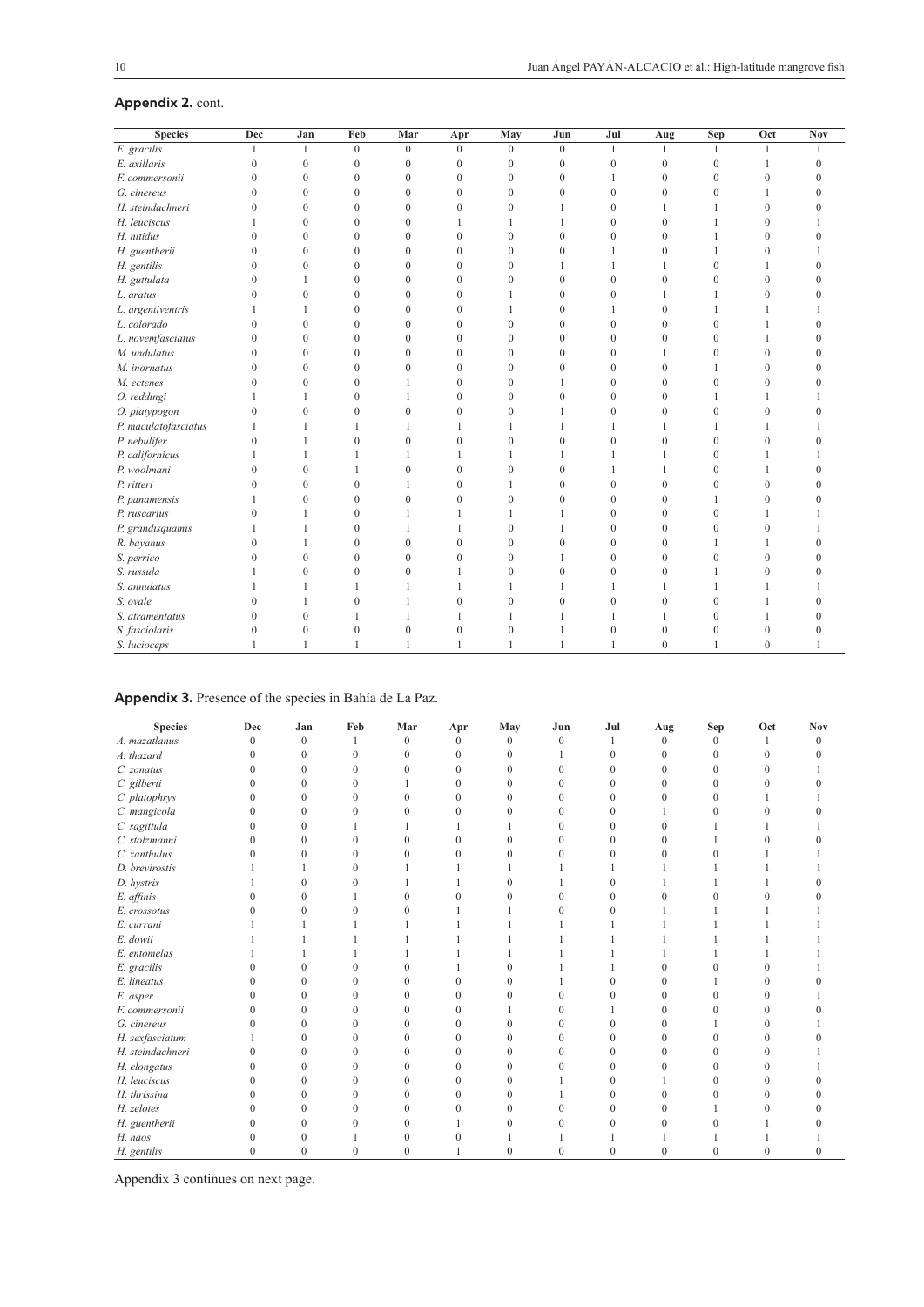**Appendix 2.** cont.

| Species | Dec | Jan | Feb | Mar | Apr | May | Jun | Jul | Aug | Sep | Oct | Nov |
|---|---|---|---|---|---|---|---|---|---|---|---|---|
| *E. gracilis* | 1 | 1 | 0 | 0 | 0 | 0 | 0 | 1 | 1 | 1 | 1 | 1 |
| *E. axillaris* | 0 | 0 | 0 | 0 | 0 | 0 | 0 | 0 | 0 | 0 | 1 | 0 |
| *F. commersonii* | 0 | 0 | 0 | 0 | 0 | 0 | 0 | 1 | 0 | 0 | 0 | 0 |
| *G. cinereus* | 0 | 0 | 0 | 0 | 0 | 0 | 0 | 0 | 0 | 0 | 1 | 0 |
| *H. steindachneri* | 0 | 0 | 0 | 0 | 0 | 0 | 1 | 0 | 1 | 1 | 0 | 0 |
| *H. leuciscus* | 1 | 0 | 0 | 0 | 1 | 1 | 1 | 0 | 0 | 1 | 0 | 1 |
| *H. nitidus* | 0 | 0 | 0 | 0 | 0 | 0 | 0 | 0 | 0 | 1 | 0 | 0 |
| *H. guentherii* | 0 | 0 | 0 | 0 | 0 | 0 | 0 | 1 | 0 | 1 | 0 | 1 |
| *H. gentilis* | 0 | 0 | 0 | 0 | 0 | 0 | 1 | 1 | 1 | 0 | 1 | 0 |
| *H. guttulata* | 0 | 1 | 0 | 0 | 0 | 0 | 0 | 0 | 0 | 0 | 0 | 0 |
| *L. aratus* | 0 | 0 | 0 | 0 | 0 | 1 | 0 | 0 | 1 | 1 | 0 | 0 |
| *L. argentiventris* | 1 | 1 | 0 | 0 | 0 | 1 | 0 | 1 | 0 | 1 | 1 | 1 |
| *L. colorado* | 0 | 0 | 0 | 0 | 0 | 0 | 0 | 0 | 0 | 0 | 1 | 0 |
| *L. novemfasciatus* | 0 | 0 | 0 | 0 | 0 | 0 | 0 | 0 | 0 | 0 | 1 | 0 |
| *M. undulatus* | 0 | 0 | 0 | 0 | 0 | 0 | 0 | 0 | 1 | 0 | 0 | 0 |
| *M. inornatus* | 0 | 0 | 0 | 0 | 0 | 0 | 0 | 0 | 0 | 1 | 0 | 0 |
| *M. ectenes* | 0 | 0 | 0 | 1 | 0 | 0 | 1 | 0 | 0 | 0 | 0 | 0 |
| *O. reddingi* | 1 | 1 | 0 | 1 | 0 | 0 | 0 | 0 | 0 | 1 | 1 | 1 |
| *O. platypogon* | 0 | 0 | 0 | 0 | 0 | 0 | 1 | 0 | 0 | 0 | 0 | 0 |
| *P. maculatofasciatus* | 1 | 1 | 1 | 1 | 1 | 1 | 1 | 1 | 1 | 1 | 1 | 1 |
| *P. nebulifer* | 0 | 1 | 0 | 0 | 0 | 0 | 0 | 0 | 0 | 0 | 0 | 0 |
| *P. californicus* | 1 | 1 | 1 | 1 | 1 | 1 | 1 | 1 | 1 | 0 | 1 | 1 |
| *P. woolmani* | 0 | 0 | 1 | 0 | 0 | 0 | 0 | 1 | 1 | 0 | 1 | 0 |
| *P. ritteri* | 0 | 0 | 0 | 1 | 0 | 1 | 0 | 0 | 0 | 0 | 0 | 0 |
| *P. panamensis* | 1 | 0 | 0 | 0 | 0 | 0 | 0 | 0 | 0 | 1 | 0 | 0 |
| *P. ruscarius* | 0 | 1 | 0 | 1 | 1 | 1 | 1 | 0 | 0 | 0 | 1 | 1 |
| *P. grandisquamis* | 1 | 1 | 0 | 1 | 1 | 0 | 1 | 0 | 0 | 0 | 0 | 1 |
| *R. bayanus* | 0 | 1 | 0 | 0 | 0 | 0 | 0 | 0 | 0 | 1 | 1 | 0 |
| *S. perrico* | 0 | 0 | 0 | 0 | 0 | 0 | 1 | 0 | 0 | 0 | 0 | 0 |
| *S. russula* | 1 | 0 | 0 | 0 | 1 | 0 | 0 | 0 | 0 | 1 | 0 | 0 |
| *S. annulatus* | 1 | 1 | 1 | 1 | 1 | 1 | 1 | 1 | 1 | 1 | 1 | 1 |
| *S. ovale* | 0 | 1 | 0 | 1 | 0 | 0 | 0 | 0 | 0 | 0 | 1 | 0 |
| *S. atramentatus* | 0 | 0 | 1 | 1 | 1 | 1 | 1 | 1 | 1 | 0 | 1 | 0 |
| *S. fasciolaris* | 0 | 0 | 0 | 0 | 0 | 0 | 1 | 0 | 0 | 0 | 0 | 0 |
| *S. lucioceps* | 1 | 1 | 1 | 1 | 1 | 1 | 1 | 1 | 0 | 1 | 0 | 1 |

**Appendix 3.** Presence of the species in Bahía de La Paz.

| Species | Dec | Jan | Feb | Mar | Apr | May | Jun | Jul | Aug | Sep | Oct | Nov |
|---|---|---|---|---|---|---|---|---|---|---|---|---|
| *A. mazatlanus* | 0 | 0 | 1 | 0 | 0 | 0 | 0 | 1 | 0 | 0 | 1 | 0 |
| *A. thazard* | 0 | 0 | 0 | 0 | 0 | 0 | 1 | 0 | 0 | 0 | 0 | 0 |
| *C. zonatus* | 0 | 0 | 0 | 0 | 0 | 0 | 0 | 0 | 0 | 0 | 0 | 1 |
| *C. gilberti* | 0 | 0 | 0 | 1 | 0 | 0 | 0 | 0 | 0 | 0 | 0 | 0 |
| *C. platophrys* | 0 | 0 | 0 | 0 | 0 | 0 | 0 | 0 | 0 | 0 | 1 | 1 |
| *C. mangicola* | 0 | 0 | 0 | 0 | 0 | 0 | 0 | 0 | 1 | 0 | 0 | 0 |
| *C. sagittula* | 0 | 0 | 1 | 1 | 1 | 1 | 0 | 0 | 0 | 1 | 1 | 1 |
| *C. stolzmanni* | 0 | 0 | 0 | 0 | 0 | 0 | 0 | 0 | 0 | 1 | 0 | 0 |
| *C. xanthulus* | 0 | 0 | 0 | 0 | 0 | 0 | 0 | 0 | 0 | 0 | 1 | 1 |
| *D. brevirostis* | 1 | 1 | 0 | 1 | 1 | 1 | 1 | 1 | 1 | 1 | 1 | 1 |
| *D. hystrix* | 1 | 0 | 0 | 1 | 1 | 0 | 1 | 0 | 1 | 1 | 1 | 0 |
| *E. affinis* | 0 | 0 | 1 | 0 | 0 | 0 | 0 | 0 | 0 | 0 | 0 | 0 |
| *E. crossotus* | 0 | 0 | 0 | 0 | 1 | 1 | 0 | 0 | 1 | 1 | 1 | 1 |
| *E. currani* | 1 | 1 | 1 | 1 | 1 | 1 | 1 | 1 | 1 | 1 | 1 | 1 |
| *E. dowii* | 1 | 1 | 1 | 1 | 1 | 1 | 1 | 1 | 1 | 1 | 1 | 1 |
| *E. entomelas* | 1 | 1 | 1 | 1 | 1 | 1 | 1 | 1 | 1 | 1 | 1 | 1 |
| *E. gracilis* | 0 | 0 | 0 | 0 | 1 | 0 | 1 | 1 | 0 | 0 | 0 | 1 |
| *E. lineatus* | 0 | 0 | 0 | 0 | 0 | 0 | 1 | 0 | 0 | 1 | 0 | 0 |
| *E. asper* | 0 | 0 | 0 | 0 | 0 | 0 | 0 | 0 | 0 | 0 | 0 | 1 |
| *F. commersonii* | 0 | 0 | 0 | 0 | 0 | 1 | 0 | 1 | 0 | 0 | 0 | 0 |
| *G. cinereus* | 0 | 0 | 0 | 0 | 0 | 0 | 0 | 0 | 0 | 1 | 0 | 1 |
| *H. sexfasciatum* | 1 | 0 | 0 | 0 | 0 | 0 | 0 | 0 | 0 | 0 | 0 | 0 |
| *H. steindachneri* | 0 | 0 | 0 | 0 | 0 | 0 | 0 | 0 | 0 | 0 | 0 | 1 |
| *H. elongatus* | 0 | 0 | 0 | 0 | 0 | 0 | 0 | 0 | 0 | 0 | 0 | 1 |
| *H. leuciscus* | 0 | 0 | 0 | 0 | 0 | 0 | 1 | 0 | 1 | 0 | 0 | 0 |
| *H. thrissina* | 0 | 0 | 0 | 0 | 0 | 0 | 1 | 0 | 0 | 0 | 0 | 0 |
| *H. zelotes* | 0 | 0 | 0 | 0 | 0 | 0 | 0 | 0 | 0 | 1 | 0 | 0 |
| *H. guentherii* | 0 | 0 | 0 | 0 | 1 | 0 | 0 | 0 | 0 | 0 | 1 | 0 |
| *H. naos* | 0 | 0 | 1 | 0 | 0 | 1 | 1 | 1 | 1 | 1 | 1 | 1 |
| *H. gentilis* | 0 | 0 | 0 | 0 | 1 | 0 | 0 | 0 | 0 | 0 | 0 | 0 |

Appendix 3 continues on next page.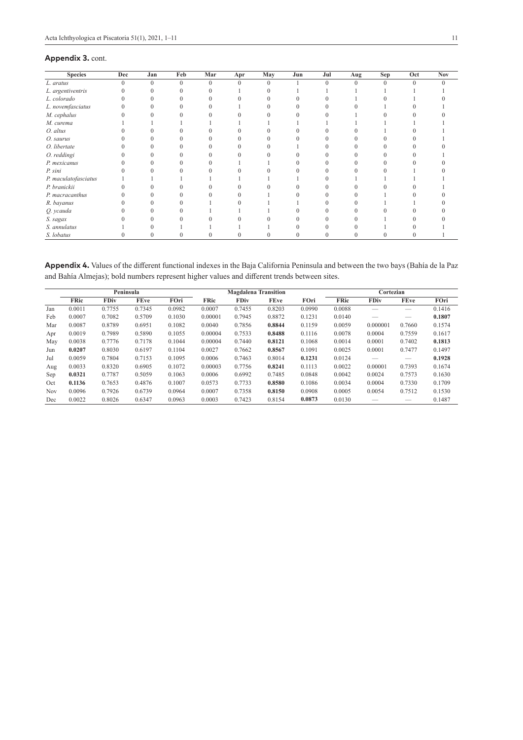**Appendix 3.** cont.

| Species | Dec | Jan | Feb | Mar | Apr | May | Jun | Jul | Aug | Sep | Oct | Nov |
|---|---|---|---|---|---|---|---|---|---|---|---|---|
| *L. aratus* | 0 | 0 | 0 | 0 | 0 | 0 | 1 | 0 | 0 | 0 | 0 | 0 |
| *L. argentiventris* | 0 | 0 | 0 | 0 | 1 | 0 | 1 | 1 | 1 | 1 | 1 | 1 |
| *L. colorado* | 0 | 0 | 0 | 0 | 0 | 0 | 0 | 0 | 1 | 0 | 1 | 0 |
| *L. novemfasciatus* | 0 | 0 | 0 | 0 | 1 | 0 | 0 | 0 | 0 | 1 | 0 | 1 |
| *M. cephalus* | 0 | 0 | 0 | 0 | 0 | 0 | 0 | 0 | 1 | 0 | 0 | 0 |
| *M. curema* | 1 | 1 | 1 | 1 | 1 | 1 | 1 | 1 | 1 | 1 | 1 | 1 |
| *O. altus* | 0 | 0 | 0 | 0 | 0 | 0 | 0 | 0 | 0 | 1 | 0 | 1 |
| *O. saurus* | 0 | 0 | 0 | 0 | 0 | 0 | 0 | 0 | 0 | 0 | 0 | 1 |
| *O. libertate* | 0 | 0 | 0 | 0 | 0 | 0 | 1 | 0 | 0 | 0 | 0 | 0 |
| *O. reddingi* | 0 | 0 | 0 | 0 | 0 | 0 | 0 | 0 | 0 | 0 | 0 | 1 |
| *P. mexicanus* | 0 | 0 | 0 | 0 | 1 | 1 | 0 | 0 | 0 | 0 | 0 | 0 |
| *P. sini* | 0 | 0 | 0 | 0 | 0 | 0 | 0 | 0 | 0 | 0 | 1 | 0 |
| *P. maculatofasciatus* | 1 | 1 | 1 | 1 | 1 | 1 | 1 | 0 | 1 | 1 | 1 | 1 |
| *P. branickii* | 0 | 0 | 0 | 0 | 0 | 0 | 0 | 0 | 0 | 0 | 0 | 1 |
| *P. macracanthus* | 0 | 0 | 0 | 0 | 0 | 1 | 0 | 0 | 0 | 1 | 0 | 0 |
| *R. bayanus* | 0 | 0 | 0 | 1 | 0 | 1 | 1 | 0 | 0 | 1 | 1 | 0 |
| *Q. ycauda* | 0 | 0 | 0 | 1 | 1 | 1 | 0 | 0 | 0 | 0 | 0 | 0 |
| *S. sagax* | 0 | 0 | 0 | 0 | 0 | 0 | 0 | 0 | 0 | 1 | 0 | 0 |
| *S. annulatus* | 1 | 0 | 1 | 1 | 1 | 1 | 0 | 0 | 0 | 1 | 0 | 1 |
| *S. lobatus* | 0 | 0 | 0 | 0 | 0 | 0 | 0 | 0 | 0 | 0 | 0 | 1 |

**Appendix 4.** Values of the different functional indexes in the Baja California Peninsula and between the two bays (Bahía de la Paz and Bahía Almejas); bold numbers represent higher values and different trends between sites.

| | Peninsula | | | | Magdalena Transition | | | | Cortezian | | | |
|---|---|---|---|---|---|---|---|---|---|---|---|---|
| | **FRic** | **FDiv** | **FEve** | **FOri** | **FRic** | **FDiv** | **FEve** | **FOri** | **FRic** | **FDiv** | **FEve** | **FOri** |
| Jan | 0.0011 | 0.7755 | 0.7345 | 0.0982 | 0.0007 | 0.7455 | 0.8203 | 0.0990 | 0.0088 | — | — | 0.1416 |
| Feb | 0.0007 | 0.7082 | 0.5709 | 0.1030 | 0.00001 | 0.7945 | 0.8872 | 0.1231 | 0.0140 | — | — | **0.1807** |
| Mar | 0.0087 | 0.8789 | 0.6951 | 0.1082 | 0.0040 | 0.7856 | **0.8844** | 0.1159 | 0.0059 | 0.000001 | 0.7660 | 0.1574 |
| Apr | 0.0019 | 0.7989 | 0.5890 | 0.1055 | 0.00004 | 0.7533 | **0.8488** | 0.1116 | 0.0078 | 0.0004 | 0.7559 | 0.1617 |
| May | 0.0038 | 0.7776 | 0.7178 | 0.1044 | 0.00004 | 0.7440 | **0.8121** | 0.1068 | 0.0014 | 0.0001 | 0.7402 | **0.1813** |
| Jun | **0.0207** | 0.8030 | 0.6197 | 0.1104 | 0.0027 | 0.7662 | **0.8567** | 0.1091 | 0.0025 | 0.0001 | 0.7477 | 0.1497 |
| Jul | 0.0059 | 0.7804 | 0.7153 | 0.1095 | 0.0006 | 0.7463 | 0.8014 | **0.1231** | 0.0124 | — | — | **0.1928** |
| Aug | 0.0033 | 0.8320 | 0.6905 | 0.1072 | 0.00003 | 0.7756 | **0.8241** | 0.1113 | 0.0022 | 0.00001 | 0.7393 | 0.1674 |
| Sep | **0.0321** | 0.7787 | 0.5059 | 0.1063 | 0.0006 | 0.6992 | 0.7485 | 0.0848 | 0.0042 | 0.0024 | 0.7573 | 0.1630 |
| Oct | **0.1136** | 0.7653 | 0.4876 | 0.1007 | 0.0573 | 0.7733 | **0.8580** | 0.1086 | 0.0034 | 0.0004 | 0.7330 | 0.1709 |
| Nov | 0.0096 | 0.7926 | 0.6739 | 0.0964 | 0.0007 | 0.7358 | **0.8150** | 0.0908 | 0.0005 | 0.0054 | 0.7512 | 0.1530 |
| Dec | 0.0022 | 0.8026 | 0.6347 | 0.0963 | 0.0003 | 0.7423 | 0.8154 | **0.0873** | 0.0130 | — | — | 0.1487 |